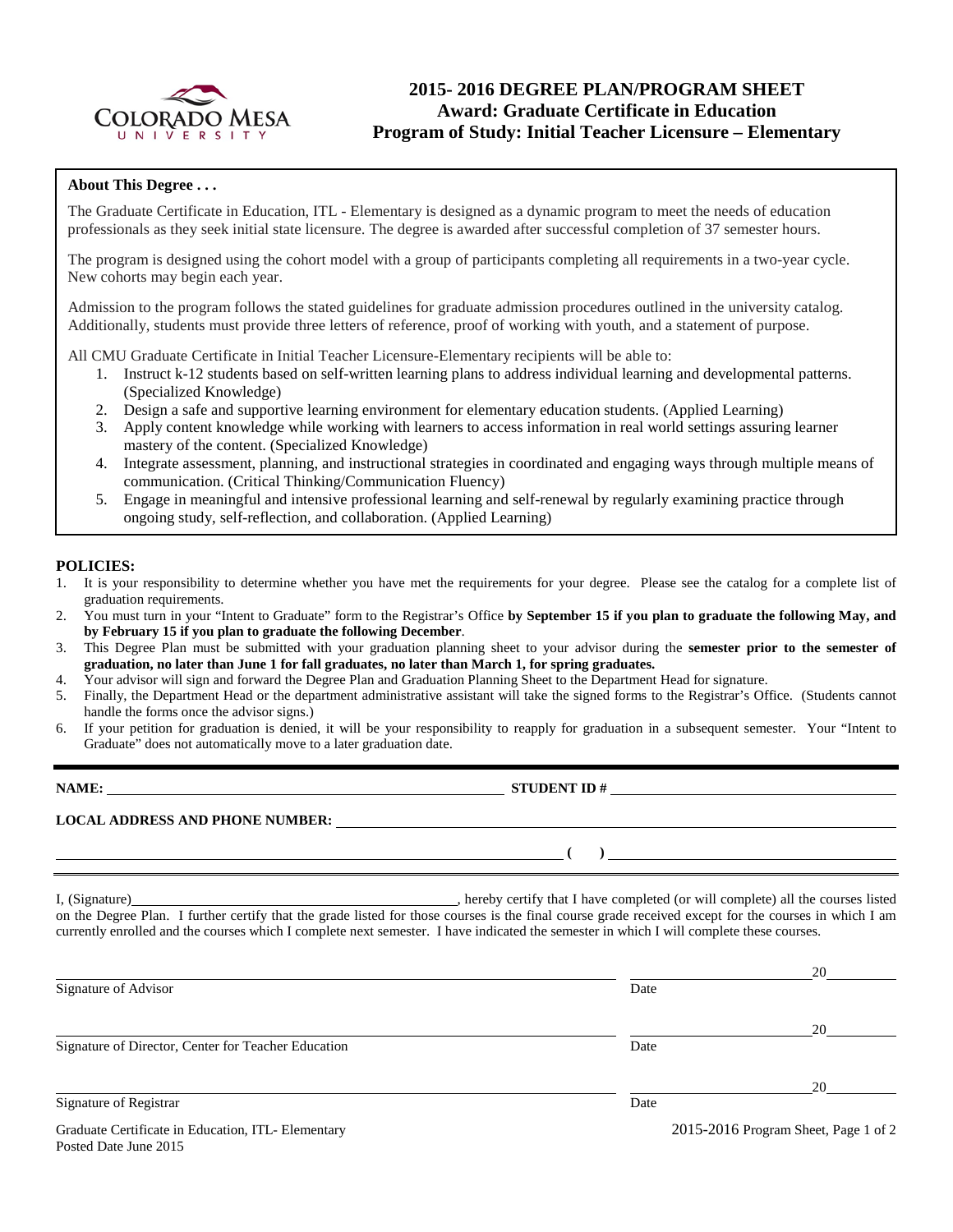# 2015- 2016 DEGREE PLAN/PROGRAM SHEET
## Award: Graduate Certificate in Education
## Program of Study: Initial Teacher Licensure – Elementary

**About This Degree . . .**

The Graduate Certificate in Education, ITL - Elementary is designed as a dynamic program to meet the needs of education professionals as they seek initial state licensure. The degree is awarded after successful completion of 37 semester hours.

The program is designed using the cohort model with a group of participants completing all requirements in a two-year cycle. New cohorts may begin each year.

Admission to the program follows the stated guidelines for graduate admission procedures outlined in the university catalog. Additionally, students must provide three letters of reference, proof of working with youth, and a statement of purpose.

All CMU Graduate Certificate in Initial Teacher Licensure-Elementary recipients will be able to:

1. Instruct k-12 students based on self-written learning plans to address individual learning and developmental patterns. (Specialized Knowledge)
2. Design a safe and supportive learning environment for elementary education students. (Applied Learning)
3. Apply content knowledge while working with learners to access information in real world settings assuring learner mastery of the content. (Specialized Knowledge)
4. Integrate assessment, planning, and instructional strategies in coordinated and engaging ways through multiple means of communication. (Critical Thinking/Communication Fluency)
5. Engage in meaningful and intensive professional learning and self-renewal by regularly examining practice through ongoing study, self-reflection, and collaboration. (Applied Learning)

**POLICIES:**

1. It is your responsibility to determine whether you have met the requirements for your degree. Please see the catalog for a complete list of graduation requirements.
2. You must turn in your "Intent to Graduate" form to the Registrar's Office **by September 15 if you plan to graduate the following May, and by February 15 if you plan to graduate the following December**.
3. This Degree Plan must be submitted with your graduation planning sheet to your advisor during the **semester prior to the semester of graduation, no later than June 1 for fall graduates, no later than March 1, for spring graduates.**
4. Your advisor will sign and forward the Degree Plan and Graduation Planning Sheet to the Department Head for signature.
5. Finally, the Department Head or the department administrative assistant will take the signed forms to the Registrar's Office. (Students cannot handle the forms once the advisor signs.)
6. If your petition for graduation is denied, it will be your responsibility to reapply for graduation in a subsequent semester. Your "Intent to Graduate" does not automatically move to a later graduation date.

**NAME:** ______________________________ **STUDENT ID #** ______________________________

**LOCAL ADDRESS AND PHONE NUMBER:** ______________________________

______________________________ **( )** ______________________________

I, (Signature)______________________________, hereby certify that I have completed (or will complete) all the courses listed on the Degree Plan. I further certify that the grade listed for those courses is the final course grade received except for the courses in which I am currently enrolled and the courses which I complete next semester. I have indicated the semester in which I will complete these courses.

______________________________ ______________ 20______
Signature of Advisor Date

______________________________ ______________ 20______
Signature of Director, Center for Teacher Education Date

______________________________ ______________ 20______
Signature of Registrar Date

Graduate Certificate in Education, ITL- Elementary
Posted Date June 2015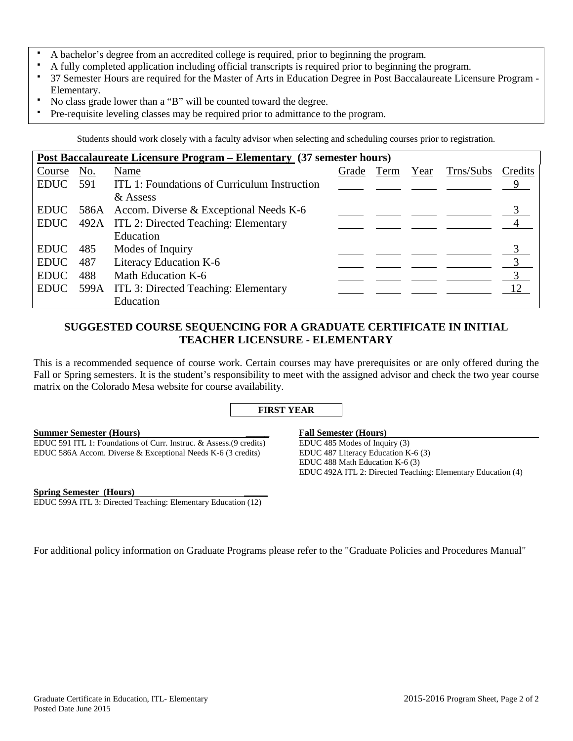- A bachelor's degree from an accredited college is required, prior to beginning the program.
- A fully completed application including official transcripts is required prior to beginning the program.
- 37 Semester Hours are required for the Master of Arts in Education Degree in Post Baccalaureate Licensure Program - Elementary.
- No class grade lower than a "B" will be counted toward the degree.
- Pre-requisite leveling classes may be required prior to admittance to the program.

Students should work closely with a faculty advisor when selecting and scheduling courses prior to registration.

**Post Baccalaureate Licensure Program – Elementary (37 semester hours)**

| Course | No. | Name | Grade | Term | Year | Trns/Subs | Credits |
|---|---|---|---|---|---|---|---|
| EDUC | 591 | ITL 1: Foundations of Curriculum Instruction & Assess | | | | | 9 |
| EDUC | 586A | Accom. Diverse & Exceptional Needs K-6 | | | | | 3 |
| EDUC | 492A | ITL 2: Directed Teaching: Elementary Education | | | | | 4 |
| EDUC | 485 | Modes of Inquiry | | | | | 3 |
| EDUC | 487 | Literacy Education K-6 | | | | | 3 |
| EDUC | 488 | Math Education K-6 | | | | | 3 |
| EDUC | 599A | ITL 3: Directed Teaching: Elementary Education | | | | | 12 |

## SUGGESTED COURSE SEQUENCING FOR A GRADUATE CERTIFICATE IN INITIAL TEACHER LICENSURE - ELEMENTARY

This is a recommended sequence of course work. Certain courses may have prerequisites or are only offered during the Fall or Spring semesters. It is the student's responsibility to meet with the assigned advisor and check the two year course matrix on the Colorado Mesa website for course availability.

### FIRST YEAR

**Summer Semester (Hours)**

EDUC 591 ITL 1: Foundations of Curr. Instruc. & Assess.(9 credits)
EDUC 586A Accom. Diverse & Exceptional Needs K-6 (3 credits)

**Fall Semester (Hours)**

EDUC 485 Modes of Inquiry (3)
EDUC 487 Literacy Education K-6 (3)
EDUC 488 Math Education K-6 (3)
EDUC 492A ITL 2: Directed Teaching: Elementary Education (4)

**Spring Semester (Hours)**

EDUC 599A ITL 3: Directed Teaching: Elementary Education (12)

For additional policy information on Graduate Programs please refer to the "Graduate Policies and Procedures Manual"